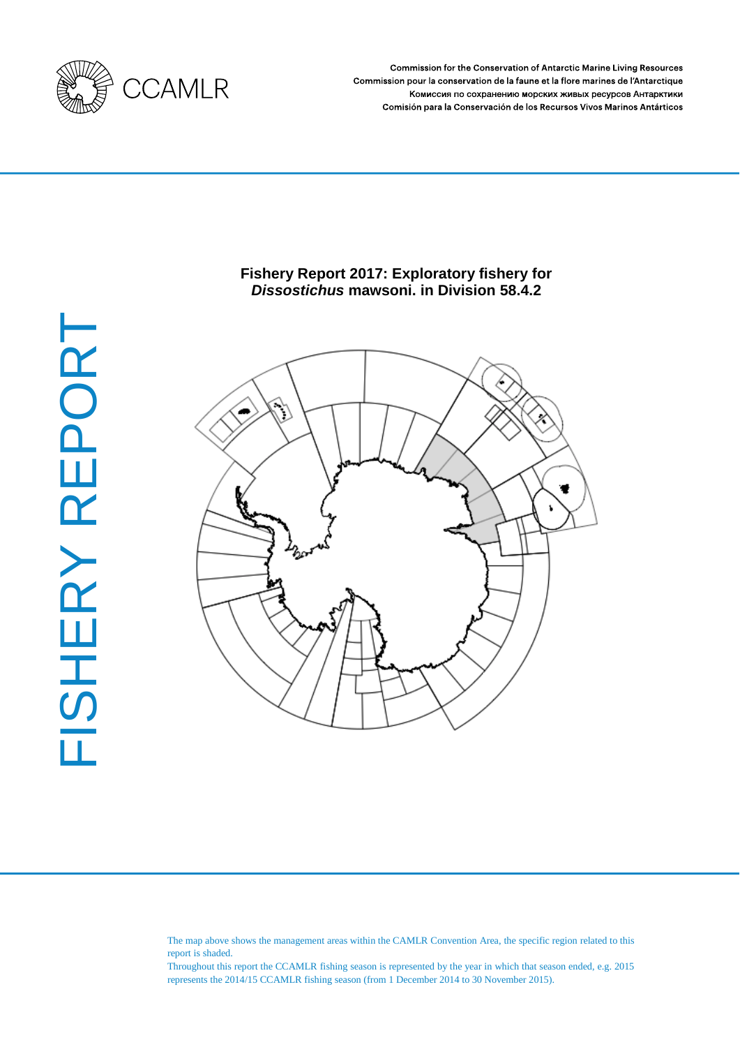CCAMLR

Commission for the Conservation of Antarctic Marine Living Resources
Commission pour la conservation de la faune et la flore marines de l'Antarctique
Комиссия по сохранению морских живых ресурсов Антарктики
Comisión para la Conservación de los Recursos Vivos Marinos Antárticos

FISHERY REPORT

# Fishery Report 2017: Exploratory fishery for *Dissostichus* mawsoni. in Division 58.4.2

The map above shows the management areas within the CAMLR Convention Area, the specific region related to this report is shaded.

Throughout this report the CCAMLR fishing season is represented by the year in which that season ended, e.g. 2015 represents the 2014/15 CCAMLR fishing season (from 1 December 2014 to 30 November 2015).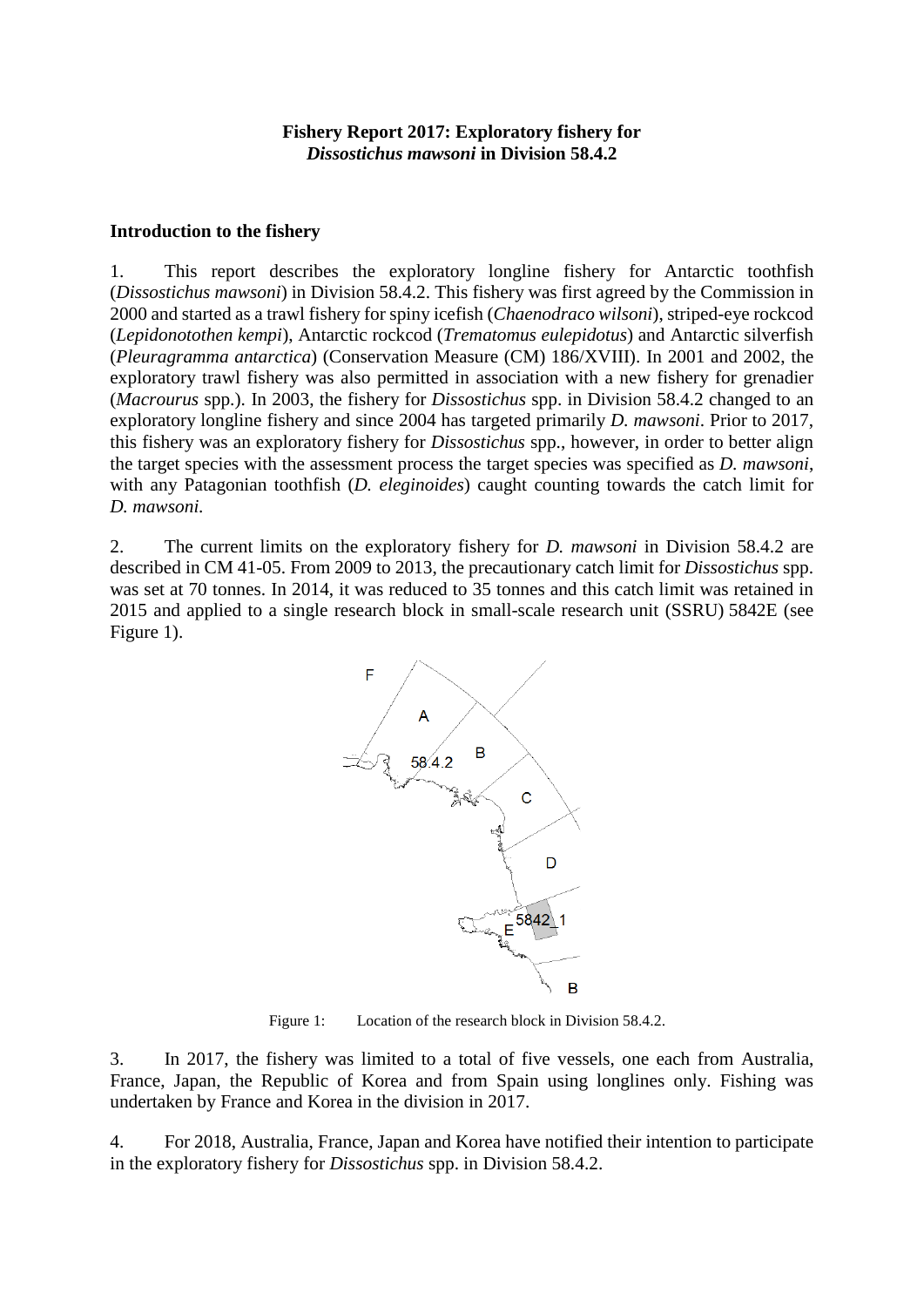**Fishery Report 2017: Exploratory fishery for** ***Dissostichus mawsoni*** **in Division 58.4.2**

## Introduction to the fishery

1. This report describes the exploratory longline fishery for Antarctic toothfish (*Dissostichus mawsoni*) in Division 58.4.2. This fishery was first agreed by the Commission in 2000 and started as a trawl fishery for spiny icefish (*Chaenodraco wilsoni*), striped-eye rockcod (*Lepidonotothen kempi*), Antarctic rockcod (*Trematomus eulepidotus*) and Antarctic silverfish (*Pleuragramma antarctica*) (Conservation Measure (CM) 186/XVIII). In 2001 and 2002, the exploratory trawl fishery was also permitted in association with a new fishery for grenadier (*Macrourus* spp.). In 2003, the fishery for *Dissostichus* spp. in Division 58.4.2 changed to an exploratory longline fishery and since 2004 has targeted primarily *D. mawsoni*. Prior to 2017, this fishery was an exploratory fishery for *Dissostichus* spp., however, in order to better align the target species with the assessment process the target species was specified as *D. mawsoni*, with any Patagonian toothfish (*D. eleginoides*) caught counting towards the catch limit for *D. mawsoni.*

2. The current limits on the exploratory fishery for *D. mawsoni* in Division 58.4.2 are described in CM 41-05. From 2009 to 2013, the precautionary catch limit for *Dissostichus* spp. was set at 70 tonnes. In 2014, it was reduced to 35 tonnes and this catch limit was retained in 2015 and applied to a single research block in small-scale research unit (SSRU) 5842E (see Figure 1).

Figure 1: Location of the research block in Division 58.4.2.

3. In 2017, the fishery was limited to a total of five vessels, one each from Australia, France, Japan, the Republic of Korea and from Spain using longlines only. Fishing was undertaken by France and Korea in the division in 2017.

4. For 2018, Australia, France, Japan and Korea have notified their intention to participate in the exploratory fishery for *Dissostichus* spp. in Division 58.4.2.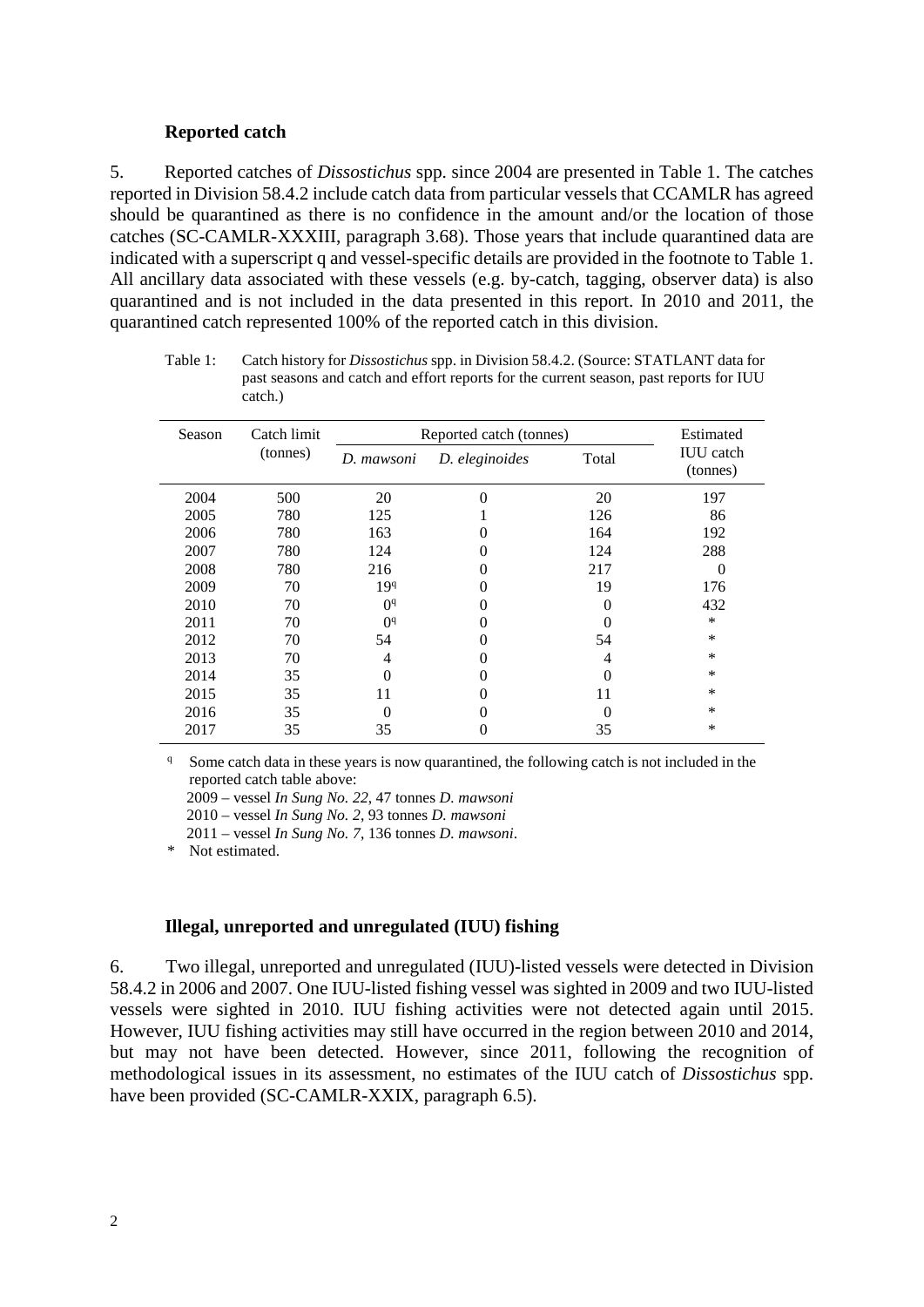### Reported catch

5. Reported catches of *Dissostichus* spp. since 2004 are presented in Table 1. The catches reported in Division 58.4.2 include catch data from particular vessels that CCAMLR has agreed should be quarantined as there is no confidence in the amount and/or the location of those catches (SC-CAMLR-XXXIII, paragraph 3.68). Those years that include quarantined data are indicated with a superscript q and vessel-specific details are provided in the footnote to Table 1. All ancillary data associated with these vessels (e.g. by-catch, tagging, observer data) is also quarantined and is not included in the data presented in this report. In 2010 and 2011, the quarantined catch represented 100% of the reported catch in this division.

Table 1: Catch history for *Dissostichus* spp. in Division 58.4.2. (Source: STATLANT data for past seasons and catch and effort reports for the current season, past reports for IUU catch.)

| Season | Catch limit (tonnes) | Reported catch (tonnes) | | | Estimated IUU catch (tonnes) |
|---|---|---|---|---|---|
| | | *D. mawsoni* | *D. eleginoides* | Total | |
| 2004 | 500 | 20 | 0 | 20 | 197 |
| 2005 | 780 | 125 | 1 | 126 | 86 |
| 2006 | 780 | 163 | 0 | 164 | 192 |
| 2007 | 780 | 124 | 0 | 124 | 288 |
| 2008 | 780 | 216 | 0 | 217 | 0 |
| 2009 | 70 | 19[q] | 0 | 19 | 176 |
| 2010 | 70 | 0[q] | 0 | 0 | 432 |
| 2011 | 70 | 0[q] | 0 | 0 | * |
| 2012 | 70 | 54 | 0 | 54 | * |
| 2013 | 70 | 4 | 0 | 4 | * |
| 2014 | 35 | 0 | 0 | 0 | * |
| 2015 | 35 | 11 | 0 | 11 | * |
| 2016 | 35 | 0 | 0 | 0 | * |
| 2017 | 35 | 35 | 0 | 35 | * |

[q] Some catch data in these years is now quarantined, the following catch is not included in the reported catch table above:
2009 – vessel *In Sung No. 22*, 47 tonnes *D. mawsoni*
2010 – vessel *In Sung No. 2*, 93 tonnes *D. mawsoni*
2011 – vessel *In Sung No. 7*, 136 tonnes *D. mawsoni*.

\* Not estimated.

### Illegal, unreported and unregulated (IUU) fishing

6. Two illegal, unreported and unregulated (IUU)-listed vessels were detected in Division 58.4.2 in 2006 and 2007. One IUU-listed fishing vessel was sighted in 2009 and two IUU-listed vessels were sighted in 2010. IUU fishing activities were not detected again until 2015. However, IUU fishing activities may still have occurred in the region between 2010 and 2014, but may not have been detected. However, since 2011, following the recognition of methodological issues in its assessment, no estimates of the IUU catch of *Dissostichus* spp. have been provided (SC-CAMLR-XXIX, paragraph 6.5).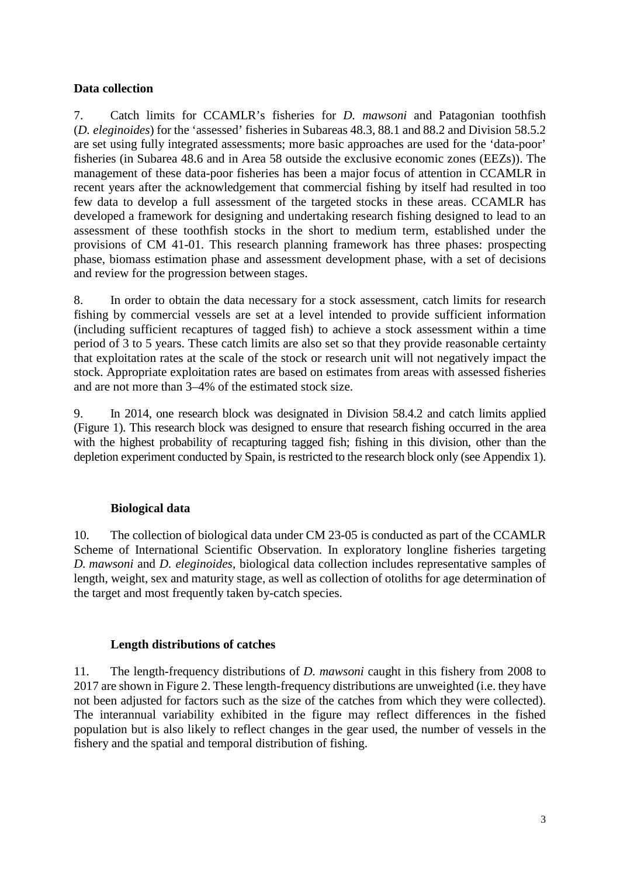## Data collection

7. Catch limits for CCAMLR's fisheries for *D. mawsoni* and Patagonian toothfish (*D. eleginoides*) for the 'assessed' fisheries in Subareas 48.3, 88.1 and 88.2 and Division 58.5.2 are set using fully integrated assessments; more basic approaches are used for the 'data-poor' fisheries (in Subarea 48.6 and in Area 58 outside the exclusive economic zones (EEZs)). The management of these data-poor fisheries has been a major focus of attention in CCAMLR in recent years after the acknowledgement that commercial fishing by itself had resulted in too few data to develop a full assessment of the targeted stocks in these areas. CCAMLR has developed a framework for designing and undertaking research fishing designed to lead to an assessment of these toothfish stocks in the short to medium term, established under the provisions of CM 41-01. This research planning framework has three phases: prospecting phase, biomass estimation phase and assessment development phase, with a set of decisions and review for the progression between stages.

8. In order to obtain the data necessary for a stock assessment, catch limits for research fishing by commercial vessels are set at a level intended to provide sufficient information (including sufficient recaptures of tagged fish) to achieve a stock assessment within a time period of 3 to 5 years. These catch limits are also set so that they provide reasonable certainty that exploitation rates at the scale of the stock or research unit will not negatively impact the stock. Appropriate exploitation rates are based on estimates from areas with assessed fisheries and are not more than 3–4% of the estimated stock size.

9. In 2014, one research block was designated in Division 58.4.2 and catch limits applied (Figure 1). This research block was designed to ensure that research fishing occurred in the area with the highest probability of recapturing tagged fish; fishing in this division, other than the depletion experiment conducted by Spain, is restricted to the research block only (see Appendix 1).

### Biological data

10. The collection of biological data under CM 23-05 is conducted as part of the CCAMLR Scheme of International Scientific Observation. In exploratory longline fisheries targeting *D. mawsoni* and *D. eleginoides*, biological data collection includes representative samples of length, weight, sex and maturity stage, as well as collection of otoliths for age determination of the target and most frequently taken by-catch species.

### Length distributions of catches

11. The length-frequency distributions of *D. mawsoni* caught in this fishery from 2008 to 2017 are shown in Figure 2. These length-frequency distributions are unweighted (i.e. they have not been adjusted for factors such as the size of the catches from which they were collected). The interannual variability exhibited in the figure may reflect differences in the fished population but is also likely to reflect changes in the gear used, the number of vessels in the fishery and the spatial and temporal distribution of fishing.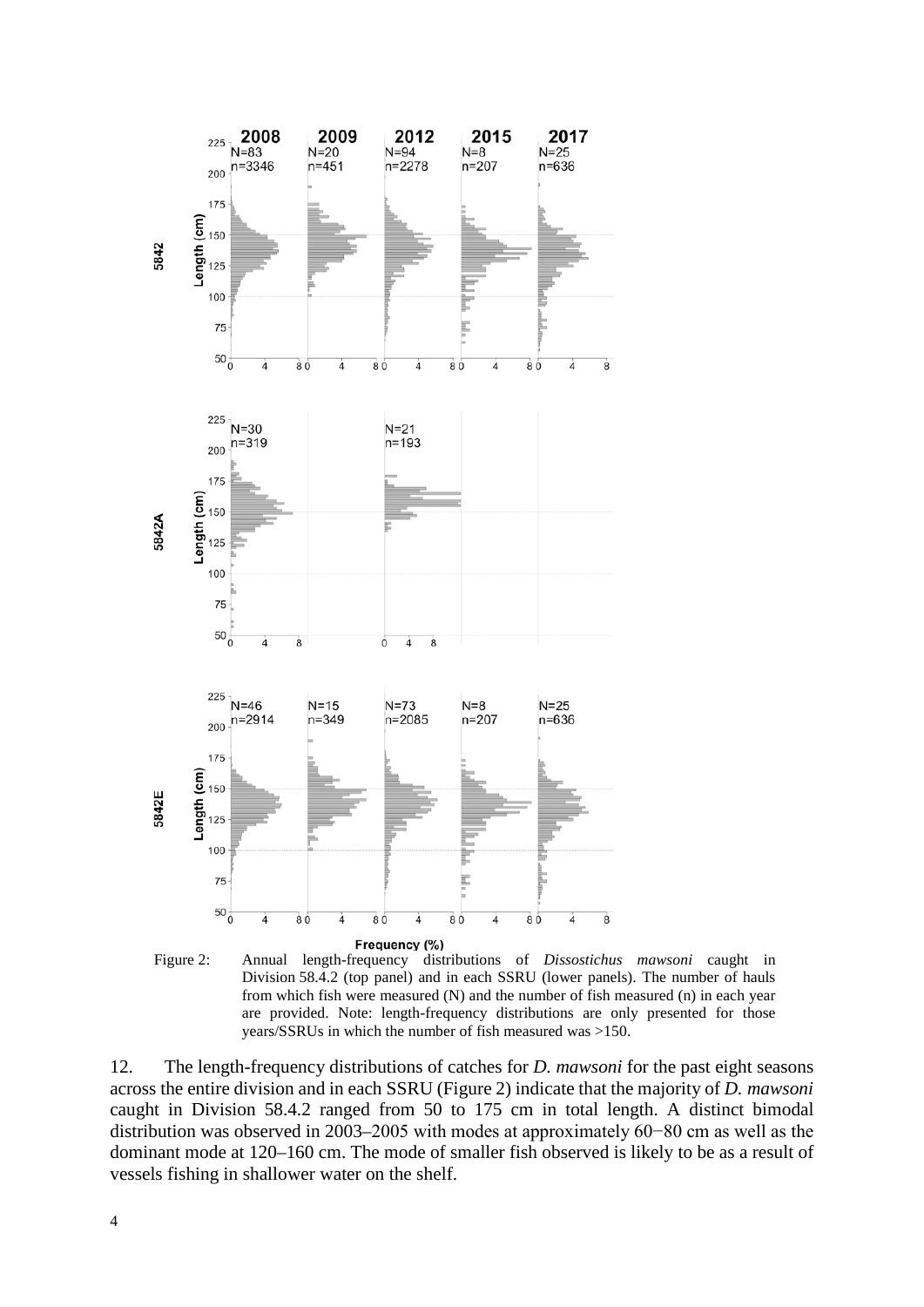Figure 2: Annual length-frequency distributions of *Dissostichus mawsoni* caught in Division 58.4.2 (top panel) and in each SSRU (lower panels). The number of hauls from which fish were measured (N) and the number of fish measured (n) in each year are provided. Note: length-frequency distributions are only presented for those years/SSRUs in which the number of fish measured was >150.

12. The length-frequency distributions of catches for *D. mawsoni* for the past eight seasons across the entire division and in each SSRU (Figure 2) indicate that the majority of *D. mawsoni* caught in Division 58.4.2 ranged from 50 to 175 cm in total length. A distinct bimodal distribution was observed in 2003–2005 with modes at approximately 60−80 cm as well as the dominant mode at 120–160 cm. The mode of smaller fish observed is likely to be as a result of vessels fishing in shallower water on the shelf.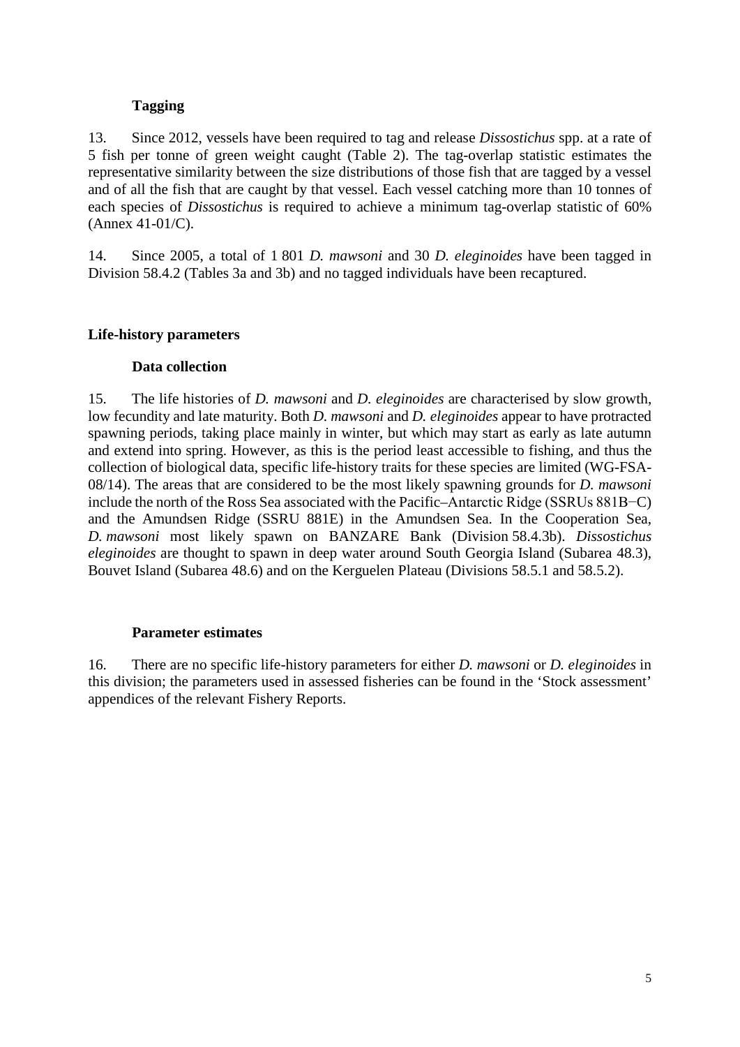### Tagging

13. Since 2012, vessels have been required to tag and release *Dissostichus* spp. at a rate of 5 fish per tonne of green weight caught (Table 2). The tag-overlap statistic estimates the representative similarity between the size distributions of those fish that are tagged by a vessel and of all the fish that are caught by that vessel. Each vessel catching more than 10 tonnes of each species of *Dissostichus* is required to achieve a minimum tag-overlap statistic of 60% (Annex 41-01/C).

14. Since 2005, a total of 1 801 *D. mawsoni* and 30 *D. eleginoides* have been tagged in Division 58.4.2 (Tables 3a and 3b) and no tagged individuals have been recaptured.

## Life-history parameters

### Data collection

15. The life histories of *D. mawsoni* and *D. eleginoides* are characterised by slow growth, low fecundity and late maturity. Both *D. mawsoni* and *D. eleginoides* appear to have protracted spawning periods, taking place mainly in winter, but which may start as early as late autumn and extend into spring. However, as this is the period least accessible to fishing, and thus the collection of biological data, specific life-history traits for these species are limited (WG-FSA-08/14). The areas that are considered to be the most likely spawning grounds for *D. mawsoni* include the north of the Ross Sea associated with the Pacific–Antarctic Ridge (SSRUs 881B−C) and the Amundsen Ridge (SSRU 881E) in the Amundsen Sea. In the Cooperation Sea, *D. mawsoni* most likely spawn on BANZARE Bank (Division 58.4.3b). *Dissostichus eleginoides* are thought to spawn in deep water around South Georgia Island (Subarea 48.3), Bouvet Island (Subarea 48.6) and on the Kerguelen Plateau (Divisions 58.5.1 and 58.5.2).

### Parameter estimates

16. There are no specific life-history parameters for either *D. mawsoni* or *D. eleginoides* in this division; the parameters used in assessed fisheries can be found in the 'Stock assessment' appendices of the relevant Fishery Reports.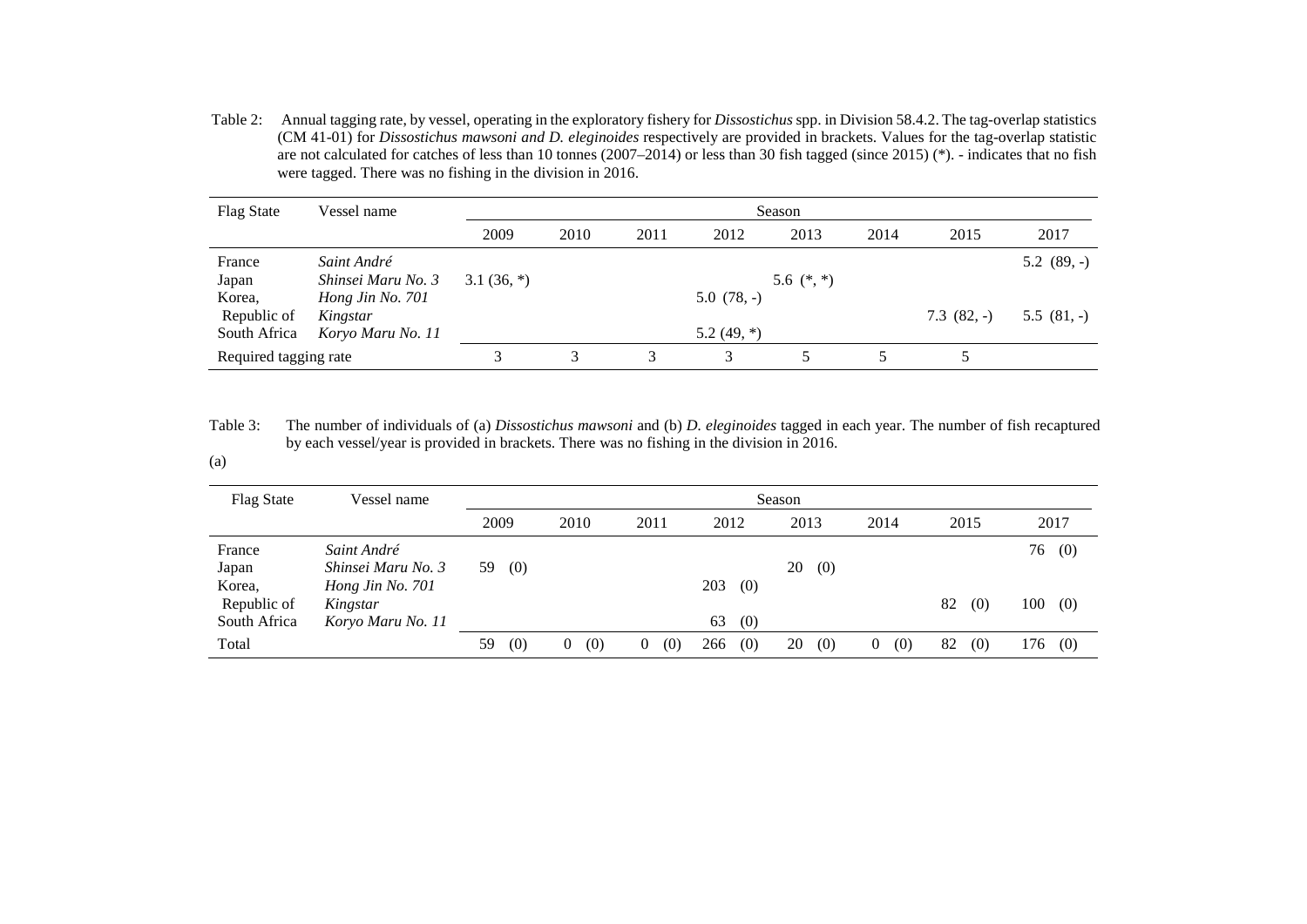Table 2: Annual tagging rate, by vessel, operating in the exploratory fishery for *Dissostichus* spp. in Division 58.4.2. The tag-overlap statistics (CM 41-01) for *Dissostichus mawsoni and D. eleginoides* respectively are provided in brackets. Values for the tag-overlap statistic are not calculated for catches of less than 10 tonnes (2007–2014) or less than 30 fish tagged (since 2015) (*). - indicates that no fish were tagged. There was no fishing in the division in 2016.

| Flag State | Vessel name | Season | | | | | | | |
|---|---|---|---|---|---|---|---|---|---|
| | | 2009 | 2010 | 2011 | 2012 | 2013 | 2014 | 2015 | 2017 |
| France | *Saint André* | | | | | | | | 5.2 (89, -) |
| Japan | *Shinsei Maru No. 3* | 3.1 (36, *) | | | | 5.6 (*, *) | | | |
| Korea, | *Hong Jin No. 701* | | | | 5.0 (78, -) | | | | |
| Republic of | *Kingstar* | | | | | | | 7.3 (82, -) | 5.5 (81, -) |
| South Africa | *Koryo Maru No. 11* | | | | 5.2 (49, *) | | | | |
| Required tagging rate | | 3 | 3 | 3 | 3 | 5 | 5 | 5 | |

Table 3: The number of individuals of (a) *Dissostichus mawsoni* and (b) *D. eleginoides* tagged in each year. The number of fish recaptured by each vessel/year is provided in brackets. There was no fishing in the division in 2016.

(a)

| Flag State | Vessel name | Season | | | | | | | |
|---|---|---|---|---|---|---|---|---|---|
| | | 2009 | 2010 | 2011 | 2012 | 2013 | 2014 | 2015 | 2017 |
| France | *Saint André* | | | | | | | | 76 (0) |
| Japan | *Shinsei Maru No. 3* | 59 (0) | | | | 20 (0) | | | |
| Korea, | *Hong Jin No. 701* | | | | 203 (0) | | | | |
| Republic of | *Kingstar* | | | | | | | 82 (0) | 100 (0) |
| South Africa | *Koryo Maru No. 11* | | | | 63 (0) | | | | |
| Total | | 59 (0) | 0 (0) | 0 (0) | 266 (0) | 20 (0) | 0 (0) | 82 (0) | 176 (0) |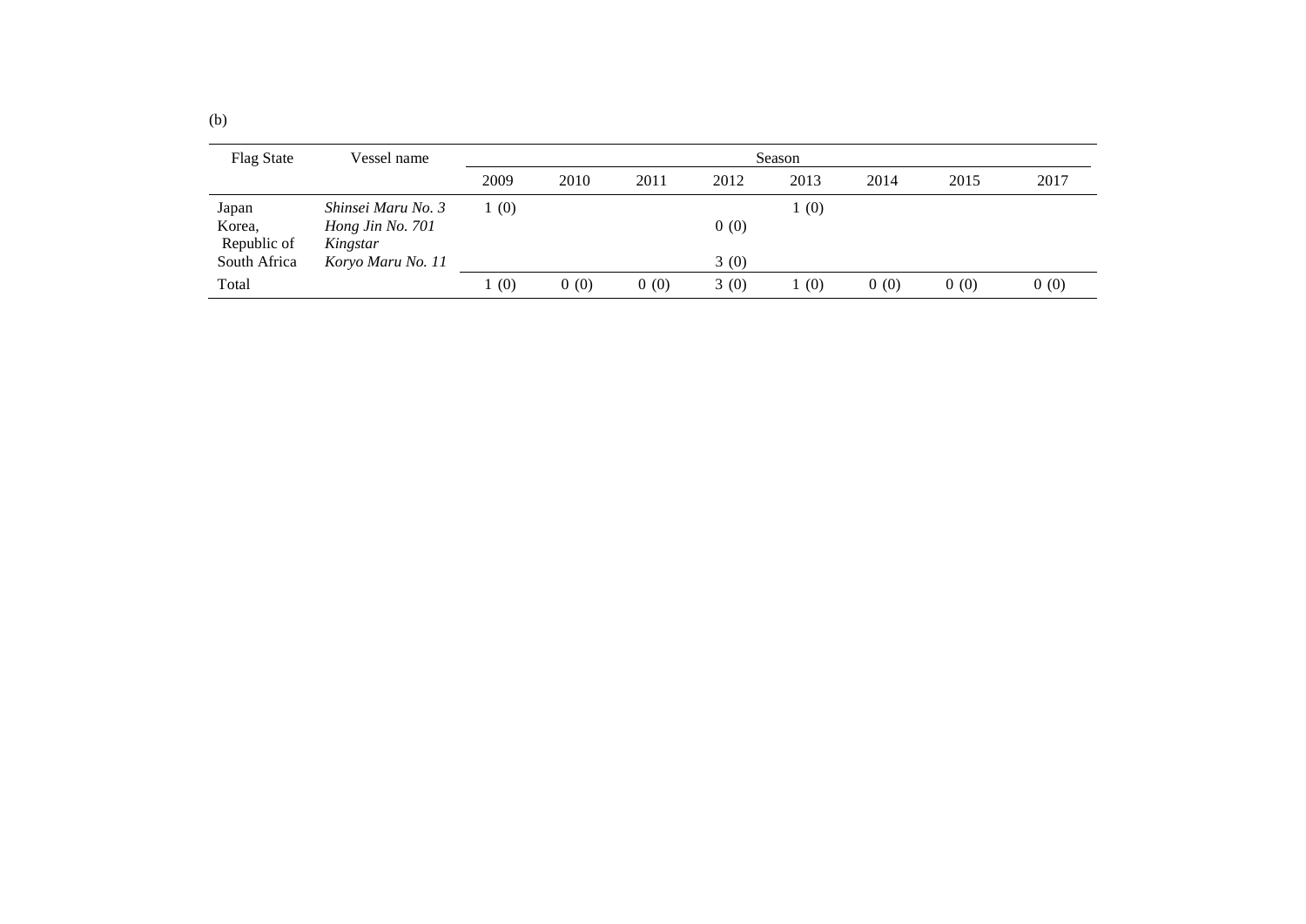(b)

| Flag State | Vessel name | Season | | | | | | | |
|---|---|---|---|---|---|---|---|---|---|
| | | 2009 | 2010 | 2011 | 2012 | 2013 | 2014 | 2015 | 2017 |
| Japan | *Shinsei Maru No. 3* | 1 (0) | | | | 1 (0) | | | |
| Korea, Republic of | *Hong Jin No. 701* | | | | 0 (0) | | | | |
| | *Kingstar* | | | | | | | | |
| South Africa | *Koryo Maru No. 11* | | | | 3 (0) | | | | |
| Total | | 1 (0) | 0 (0) | 0 (0) | 3 (0) | 1 (0) | 0 (0) | 0 (0) | 0 (0) |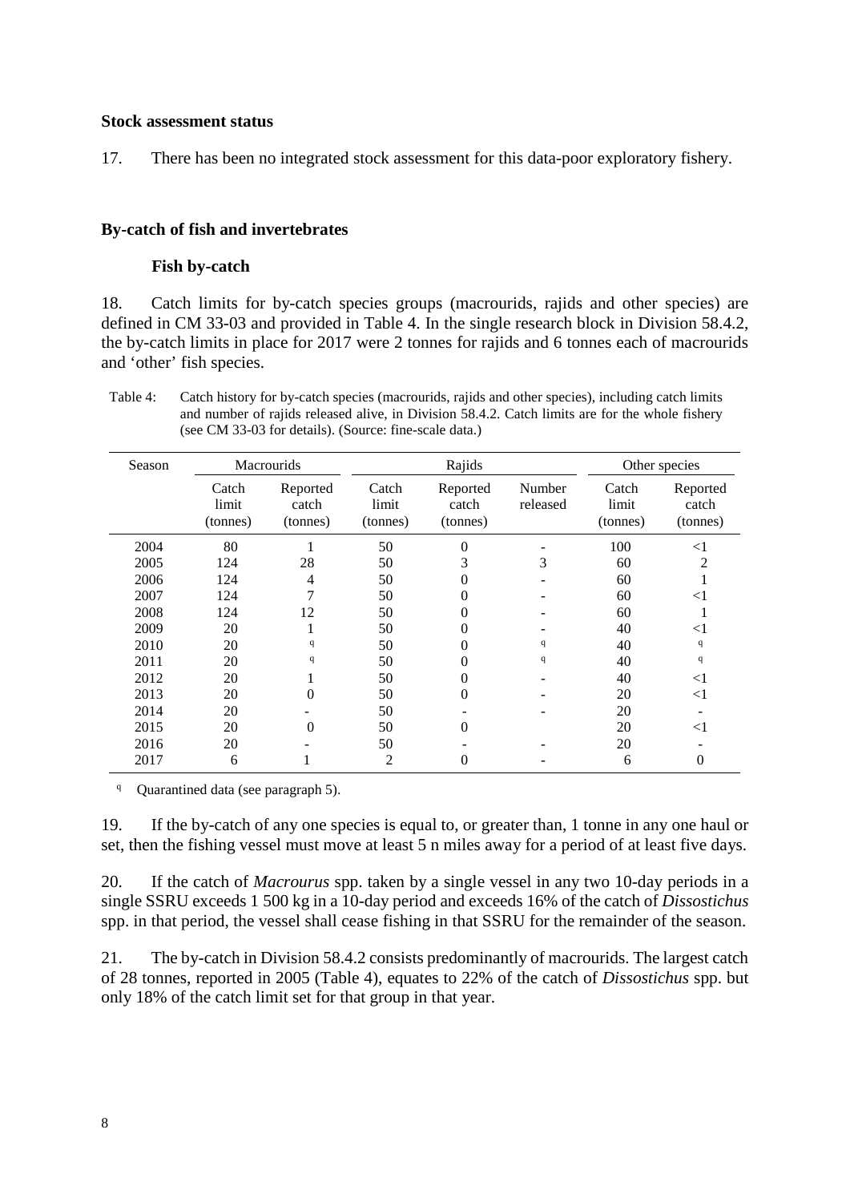**Stock assessment status**

17. There has been no integrated stock assessment for this data-poor exploratory fishery.

**By-catch of fish and invertebrates**

**Fish by-catch**

18. Catch limits for by-catch species groups (macrourids, rajids and other species) are defined in CM 33-03 and provided in Table 4. In the single research block in Division 58.4.2, the by-catch limits in place for 2017 were 2 tonnes for rajids and 6 tonnes each of macrourids and 'other' fish species.

Table 4: Catch history for by-catch species (macrourids, rajids and other species), including catch limits and number of rajids released alive, in Division 58.4.2. Catch limits are for the whole fishery (see CM 33-03 for details). (Source: fine-scale data.)

| Season | Macrourids | | Rajids | | | Other species | |
|---|---|---|---|---|---|---|---|
| | Catch limit (tonnes) | Reported catch (tonnes) | Catch limit (tonnes) | Reported catch (tonnes) | Number released | Catch limit (tonnes) | Reported catch (tonnes) |
| 2004 | 80 | 1 | 50 | 0 | - | 100 | <1 |
| 2005 | 124 | 28 | 50 | 3 | 3 | 60 | 2 |
| 2006 | 124 | 4 | 50 | 0 | - | 60 | 1 |
| 2007 | 124 | 7 | 50 | 0 | - | 60 | <1 |
| 2008 | 124 | 12 | 50 | 0 | - | 60 | 1 |
| 2009 | 20 | 1 | 50 | 0 | - | 40 | <1 |
| 2010 | 20 | q | 50 | 0 | q | 40 | q |
| 2011 | 20 | q | 50 | 0 | q | 40 | q |
| 2012 | 20 | 1 | 50 | 0 | - | 40 | <1 |
| 2013 | 20 | 0 | 50 | 0 | - | 20 | <1 |
| 2014 | 20 | - | 50 | - | - | 20 | - |
| 2015 | 20 | 0 | 50 | 0 | | 20 | <1 |
| 2016 | 20 | - | 50 | - | - | 20 | - |
| 2017 | 6 | 1 | 2 | 0 | - | 6 | 0 |

q Quarantined data (see paragraph 5).

19. If the by-catch of any one species is equal to, or greater than, 1 tonne in any one haul or set, then the fishing vessel must move at least 5 n miles away for a period of at least five days.

20. If the catch of *Macrourus* spp. taken by a single vessel in any two 10-day periods in a single SSRU exceeds 1 500 kg in a 10-day period and exceeds 16% of the catch of *Dissostichus* spp. in that period, the vessel shall cease fishing in that SSRU for the remainder of the season.

21. The by-catch in Division 58.4.2 consists predominantly of macrourids. The largest catch of 28 tonnes, reported in 2005 (Table 4), equates to 22% of the catch of *Dissostichus* spp. but only 18% of the catch limit set for that group in that year.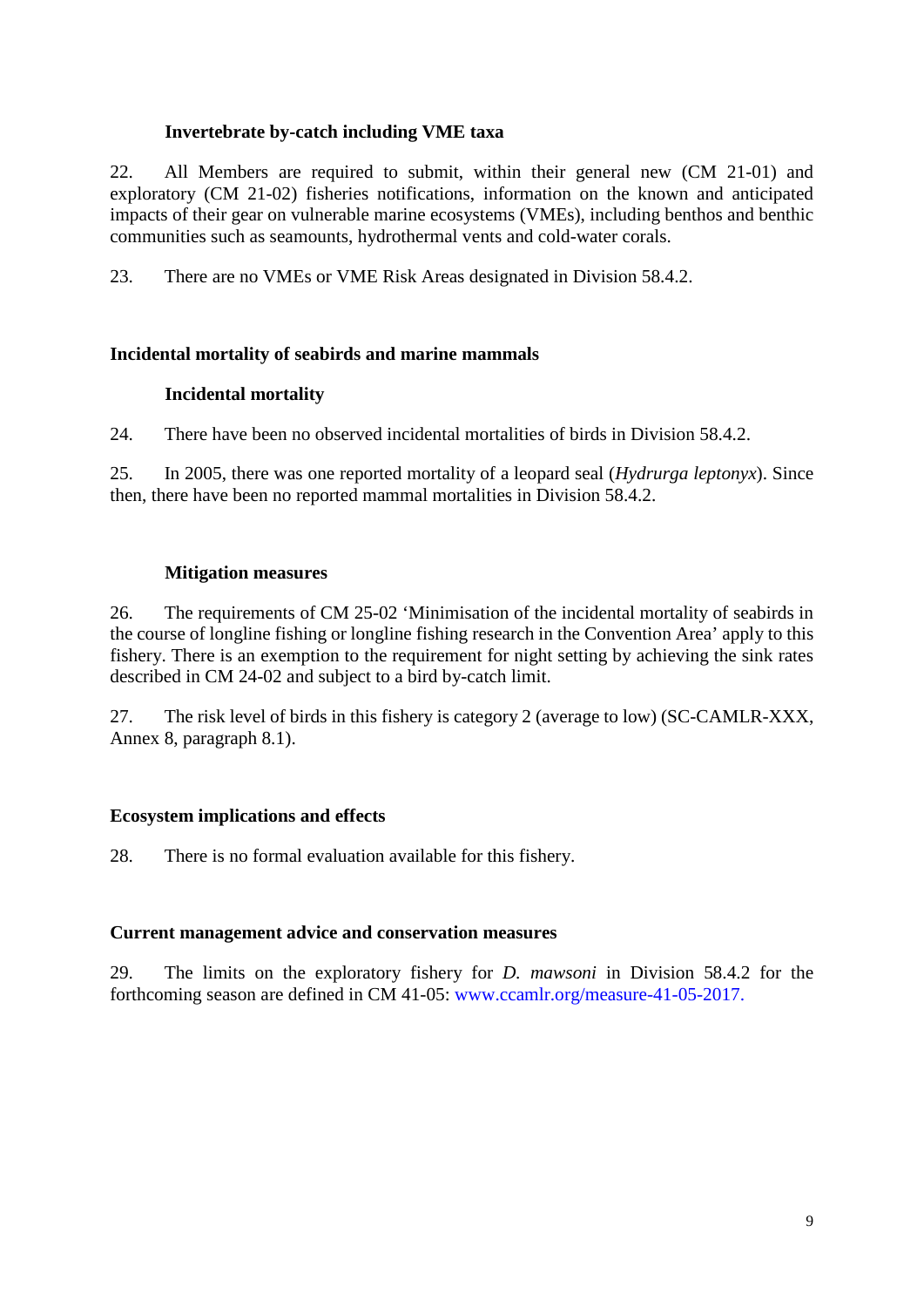### Invertebrate by-catch including VME taxa

22. All Members are required to submit, within their general new (CM 21-01) and exploratory (CM 21-02) fisheries notifications, information on the known and anticipated impacts of their gear on vulnerable marine ecosystems (VMEs), including benthos and benthic communities such as seamounts, hydrothermal vents and cold-water corals.

23. There are no VMEs or VME Risk Areas designated in Division 58.4.2.

## Incidental mortality of seabirds and marine mammals

### Incidental mortality

24. There have been no observed incidental mortalities of birds in Division 58.4.2.

25. In 2005, there was one reported mortality of a leopard seal (*Hydrurga leptonyx*). Since then, there have been no reported mammal mortalities in Division 58.4.2.

### Mitigation measures

26. The requirements of CM 25-02 'Minimisation of the incidental mortality of seabirds in the course of longline fishing or longline fishing research in the Convention Area' apply to this fishery. There is an exemption to the requirement for night setting by achieving the sink rates described in CM 24-02 and subject to a bird by-catch limit.

27. The risk level of birds in this fishery is category 2 (average to low) (SC-CAMLR-XXX, Annex 8, paragraph 8.1).

## Ecosystem implications and effects

28. There is no formal evaluation available for this fishery.

## Current management advice and conservation measures

29. The limits on the exploratory fishery for *D. mawsoni* in Division 58.4.2 for the forthcoming season are defined in CM 41-05: www.ccamlr.org/measure-41-05-2017.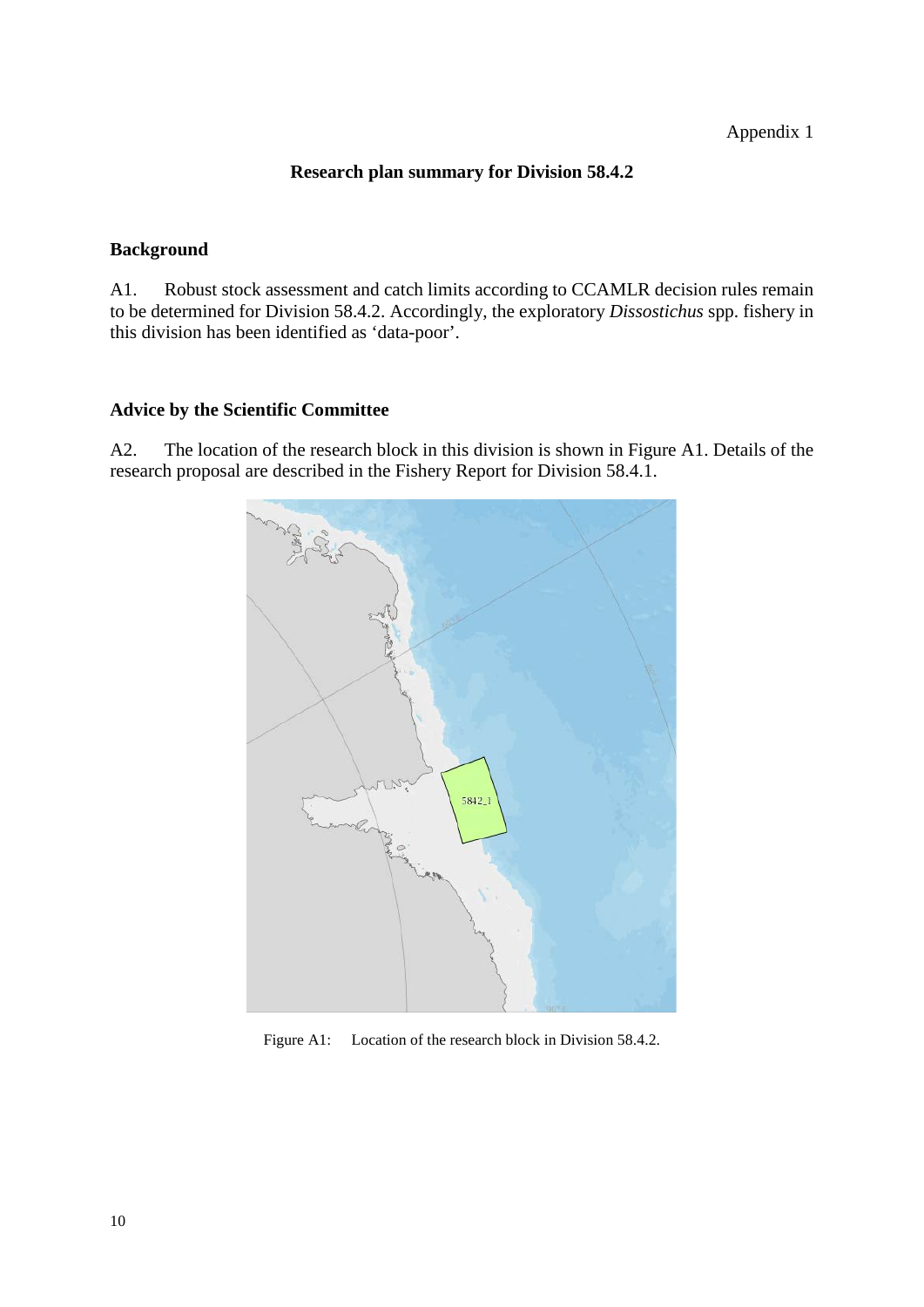Appendix 1

# Research plan summary for Division 58.4.2

## Background

A1. Robust stock assessment and catch limits according to CCAMLR decision rules remain to be determined for Division 58.4.2. Accordingly, the exploratory *Dissostichus* spp. fishery in this division has been identified as 'data-poor'.

## Advice by the Scientific Committee

A2. The location of the research block in this division is shown in Figure A1. Details of the research proposal are described in the Fishery Report for Division 58.4.1.

5842_1

Figure A1: Location of the research block in Division 58.4.2.